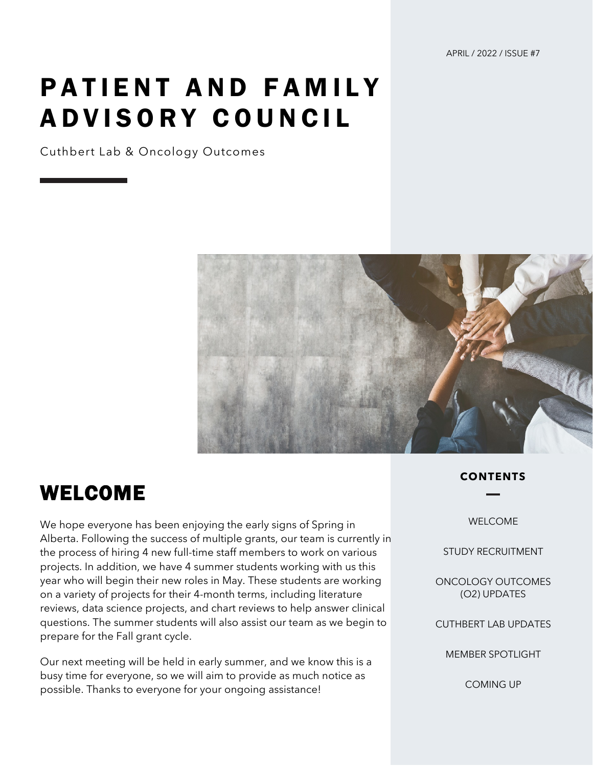APRIL / 2022 / ISSUE #7

# PATIENT AND FAMILY ADVISORY COUNCIL

Cuthbert Lab & Oncology Outcomes

**CONTENTS**

- WELCOME
- STUDY RECRUITMENT
- ONCOLOGY OUTCOMES (O2) UPDATES
- CUTHBERT LAB UPDATES
- MEMBER SPOTLIGHT
- COMING UP

## WELCOME

We hope everyone has been enjoying the early signs of Spring in Alberta. Following the success of multiple grants, our team is currently in the process of hiring 4 new full-time staff members to work on various projects. In addition, we have 4 summer students working with us this year who will begin their new roles in May. These students are working on a variety of projects for their 4-month terms, including literature reviews, data science projects, and chart reviews to help answer clinical questions. The summer students will also assist our team as we begin to prepare for the Fall grant cycle.

Our next meeting will be held in early summer, and we know this is a busy time for everyone, so we will aim to provide as much notice as possible. Thanks to everyone for your ongoing assistance!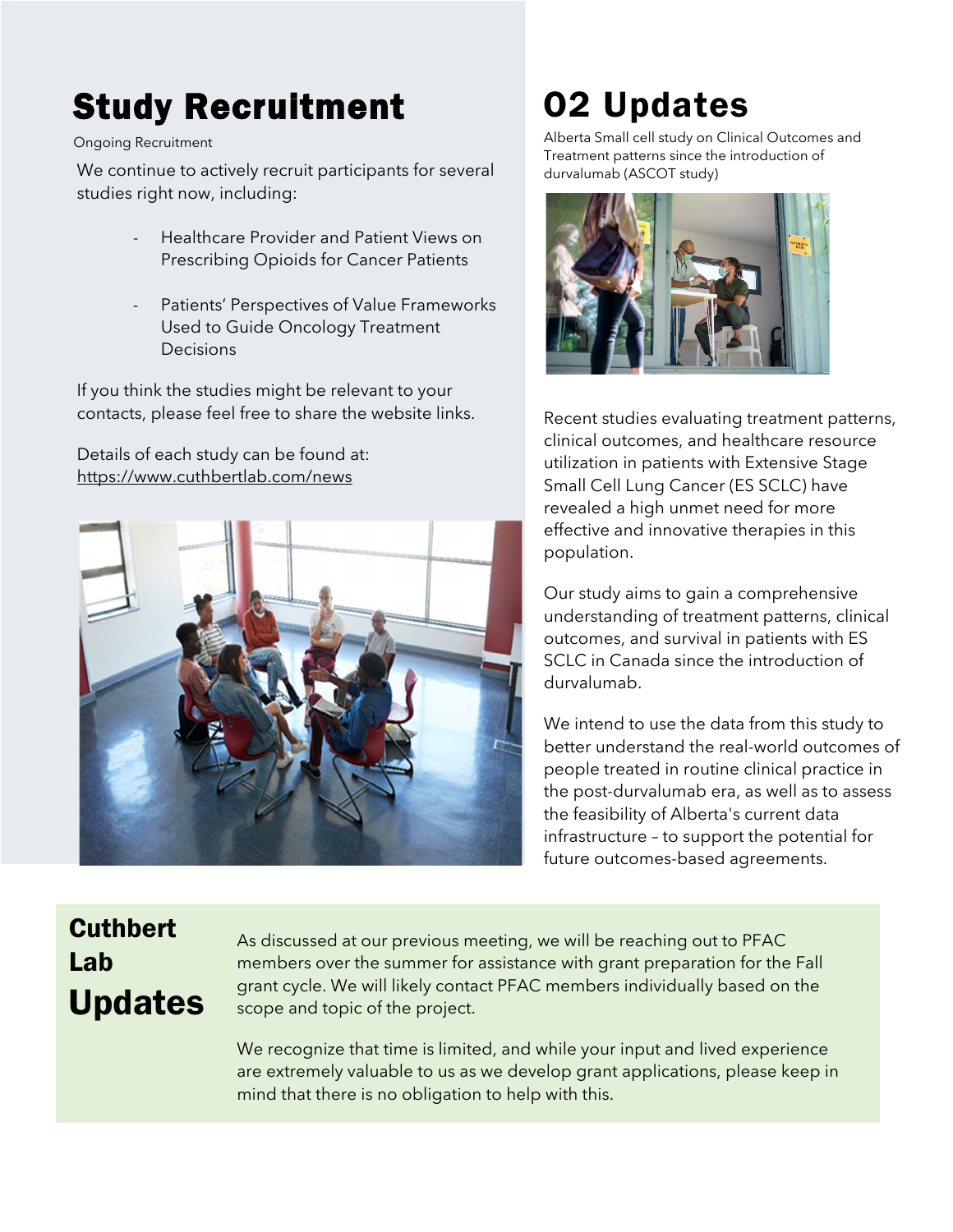# Study Recruitment

Ongoing Recruitment

We continue to actively recruit participants for several studies right now, including:

- Healthcare Provider and Patient Views on Prescribing Opioids for Cancer Patients
- Patients' Perspectives of Value Frameworks Used to Guide Oncology Treatment Decisions

If you think the studies might be relevant to your contacts, please feel free to share the website links.

Details of each study can be found at: https://www.cuthbertlab.com/news

# 02 Updates

Alberta Small cell study on Clinical Outcomes and Treatment patterns since the introduction of durvalumab (ASCOT study)

Recent studies evaluating treatment patterns, clinical outcomes, and healthcare resource utilization in patients with Extensive Stage Small Cell Lung Cancer (ES SCLC) have revealed a high unmet need for more effective and innovative therapies in this population.

Our study aims to gain a comprehensive understanding of treatment patterns, clinical outcomes, and survival in patients with ES SCLC in Canada since the introduction of durvalumab.

We intend to use the data from this study to better understand the real-world outcomes of people treated in routine clinical practice in the post-durvalumab era, as well as to assess the feasibility of Alberta's current data infrastructure – to support the potential for future outcomes-based agreements.

## Cuthbert Lab Updates

As discussed at our previous meeting, we will be reaching out to PFAC members over the summer for assistance with grant preparation for the Fall grant cycle. We will likely contact PFAC members individually based on the scope and topic of the project.

We recognize that time is limited, and while your input and lived experience are extremely valuable to us as we develop grant applications, please keep in mind that there is no obligation to help with this.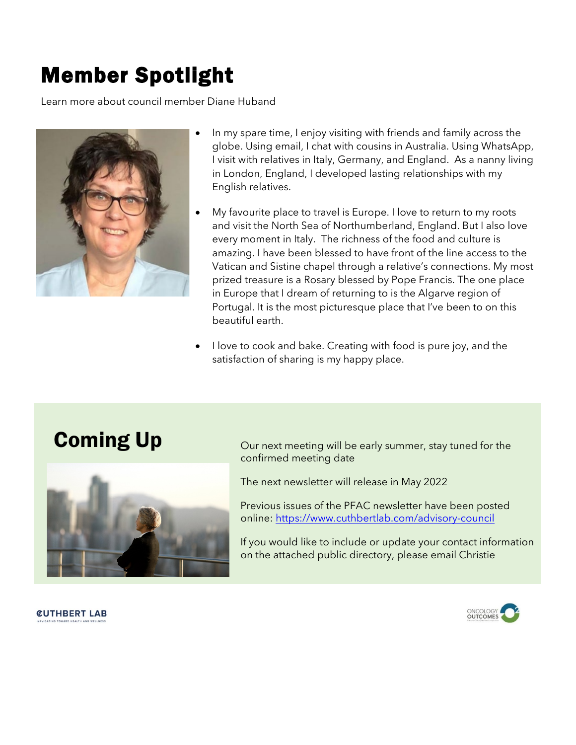# Member Spotlight

Learn more about council member Diane Huband

- In my spare time, I enjoy visiting with friends and family across the globe. Using email, I chat with cousins in Australia. Using WhatsApp, I visit with relatives in Italy, Germany, and England. As a nanny living in London, England, I developed lasting relationships with my English relatives.
- My favourite place to travel is Europe. I love to return to my roots and visit the North Sea of Northumberland, England. But I also love every moment in Italy. The richness of the food and culture is amazing. I have been blessed to have front of the line access to the Vatican and Sistine chapel through a relative's connections. My most prized treasure is a Rosary blessed by Pope Francis. The one place in Europe that I dream of returning to is the Algarve region of Portugal. It is the most picturesque place that I've been to on this beautiful earth.
- I love to cook and bake. Creating with food is pure joy, and the satisfaction of sharing is my happy place.

# Coming Up

Our next meeting will be early summer, stay tuned for the confirmed meeting date

The next newsletter will release in May 2022

Previous issues of the PFAC newsletter have been posted online: https://www.cuthbertlab.com/advisory-council

If you would like to include or update your contact information on the attached public directory, please email Christie